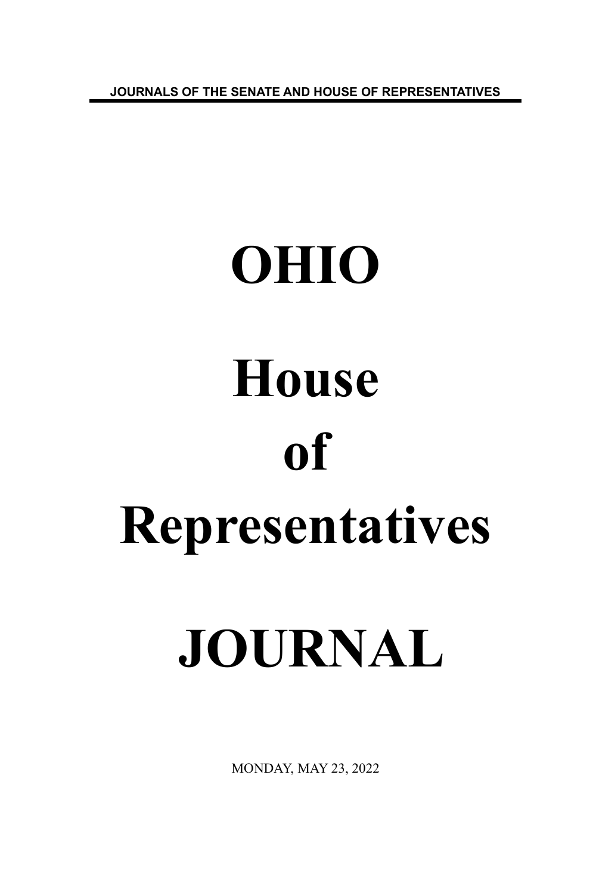JOURNALS OF THE SENATE AND HOUSE OF REPRESENTATIVES

# OHIO

# House

# of

# Representatives

# JOURNAL

MONDAY, MAY 23, 2022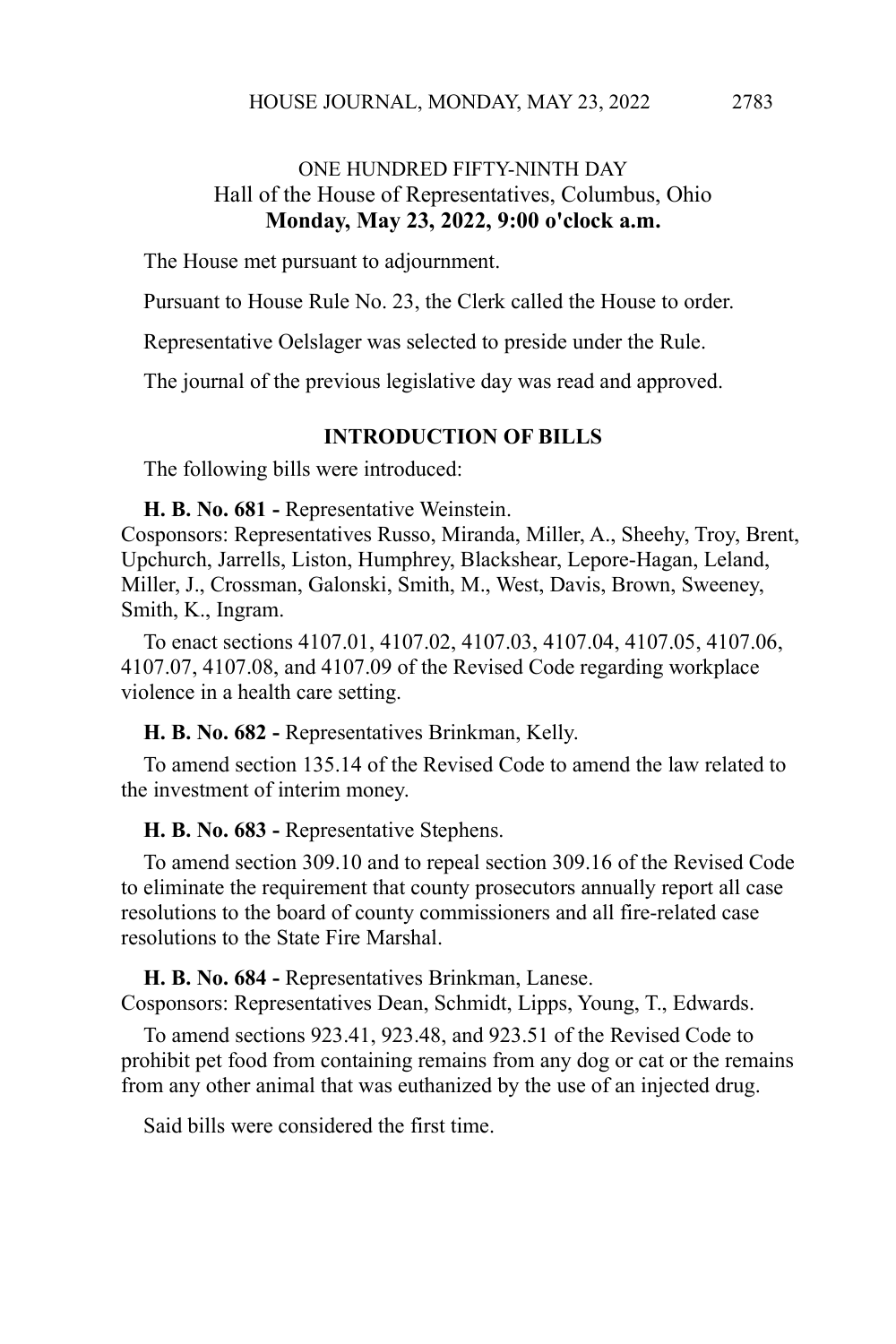ONE HUNDRED FIFTY-NINTH DAY
Hall of the House of Representatives, Columbus, Ohio
**Monday, May 23, 2022, 9:00 o'clock a.m.**

The House met pursuant to adjournment.

Pursuant to House Rule No. 23, the Clerk called the House to order.

Representative Oelslager was selected to preside under the Rule.

The journal of the previous legislative day was read and approved.

**INTRODUCTION OF BILLS**

The following bills were introduced:

**H. B. No. 681 -** Representative Weinstein.
Cosponsors: Representatives Russo, Miranda, Miller, A., Sheehy, Troy, Brent, Upchurch, Jarrells, Liston, Humphrey, Blackshear, Lepore-Hagan, Leland, Miller, J., Crossman, Galonski, Smith, M., West, Davis, Brown, Sweeney, Smith, K., Ingram.

To enact sections 4107.01, 4107.02, 4107.03, 4107.04, 4107.05, 4107.06, 4107.07, 4107.08, and 4107.09 of the Revised Code regarding workplace violence in a health care setting.

**H. B. No. 682 -** Representatives Brinkman, Kelly.

To amend section 135.14 of the Revised Code to amend the law related to the investment of interim money.

**H. B. No. 683 -** Representative Stephens.

To amend section 309.10 and to repeal section 309.16 of the Revised Code to eliminate the requirement that county prosecutors annually report all case resolutions to the board of county commissioners and all fire-related case resolutions to the State Fire Marshal.

**H. B. No. 684 -** Representatives Brinkman, Lanese.
Cosponsors: Representatives Dean, Schmidt, Lipps, Young, T., Edwards.

To amend sections 923.41, 923.48, and 923.51 of the Revised Code to prohibit pet food from containing remains from any dog or cat or the remains from any other animal that was euthanized by the use of an injected drug.

Said bills were considered the first time.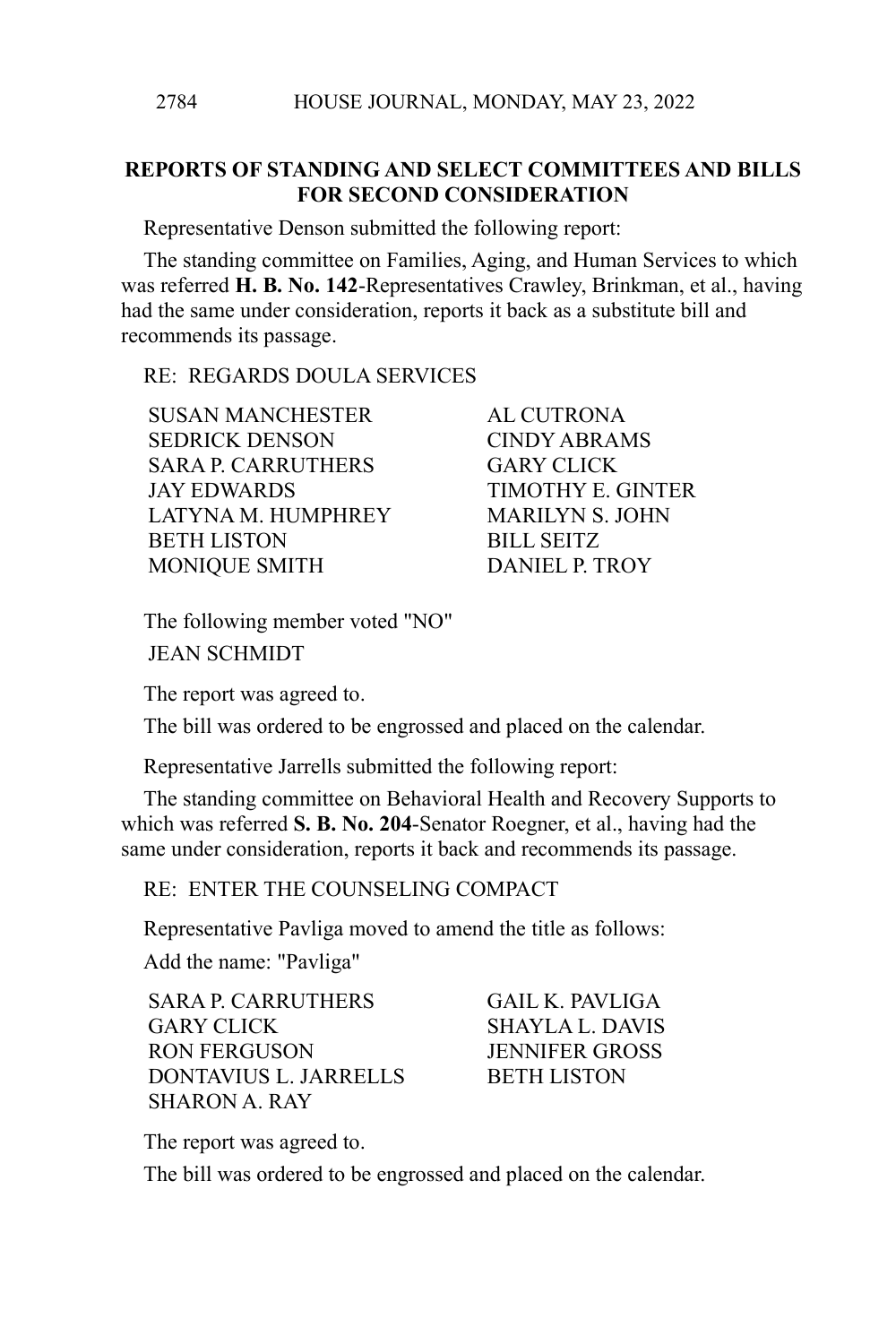## REPORTS OF STANDING AND SELECT COMMITTEES AND BILLS FOR SECOND CONSIDERATION

Representative Denson submitted the following report:

The standing committee on Families, Aging, and Human Services to which was referred **H. B. No. 142**-Representatives Crawley, Brinkman, et al., having had the same under consideration, reports it back as a substitute bill and recommends its passage.

RE: REGARDS DOULA SERVICES

| | |
|---|---|
| SUSAN MANCHESTER | AL CUTRONA |
| SEDRICK DENSON | CINDY ABRAMS |
| SARA P. CARRUTHERS | GARY CLICK |
| JAY EDWARDS | TIMOTHY E. GINTER |
| LATYNA M. HUMPHREY | MARILYN S. JOHN |
| BETH LISTON | BILL SEITZ |
| MONIQUE SMITH | DANIEL P. TROY |

The following member voted "NO"

JEAN SCHMIDT

The report was agreed to.

The bill was ordered to be engrossed and placed on the calendar.

Representative Jarrells submitted the following report:

The standing committee on Behavioral Health and Recovery Supports to which was referred **S. B. No. 204**-Senator Roegner, et al., having had the same under consideration, reports it back and recommends its passage.

RE: ENTER THE COUNSELING COMPACT

Representative Pavliga moved to amend the title as follows:

Add the name: "Pavliga"

| | |
|---|---|
| SARA P. CARRUTHERS | GAIL K. PAVLIGA |
| GARY CLICK | SHAYLA L. DAVIS |
| RON FERGUSON | JENNIFER GROSS |
| DONTAVIUS L. JARRELLS | BETH LISTON |
| SHARON A. RAY | |

The report was agreed to.

The bill was ordered to be engrossed and placed on the calendar.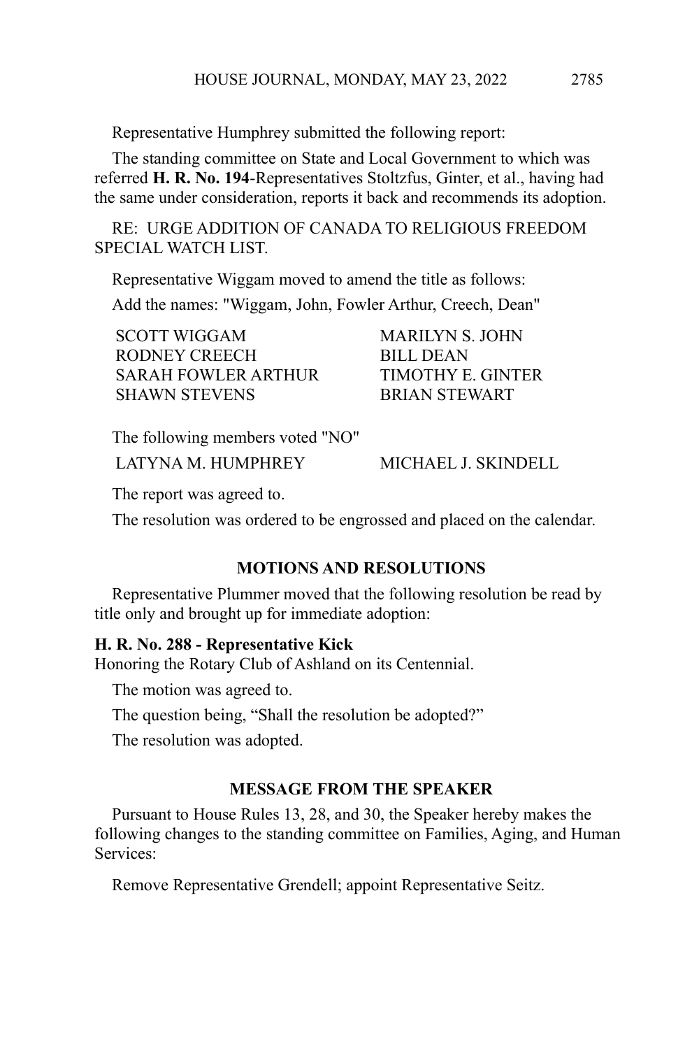Representative Humphrey submitted the following report:

The standing committee on State and Local Government to which was referred **H. R. No. 194**-Representatives Stoltzfus, Ginter, et al., having had the same under consideration, reports it back and recommends its adoption.

RE: URGE ADDITION OF CANADA TO RELIGIOUS FREEDOM SPECIAL WATCH LIST.

Representative Wiggam moved to amend the title as follows:

Add the names: "Wiggam, John, Fowler Arthur, Creech, Dean"

| | |
|---|---|
| SCOTT WIGGAM | MARILYN S. JOHN |
| RODNEY CREECH | BILL DEAN |
| SARAH FOWLER ARTHUR | TIMOTHY E. GINTER |
| SHAWN STEVENS | BRIAN STEWART |

The following members voted "NO"

| | |
|---|---|
| LATYNA M. HUMPHREY | MICHAEL J. SKINDELL |

The report was agreed to.

The resolution was ordered to be engrossed and placed on the calendar.

## MOTIONS AND RESOLUTIONS

Representative Plummer moved that the following resolution be read by title only and brought up for immediate adoption:

**H. R. No. 288 - Representative Kick**
Honoring the Rotary Club of Ashland on its Centennial.

The motion was agreed to.

The question being, "Shall the resolution be adopted?"

The resolution was adopted.

## MESSAGE FROM THE SPEAKER

Pursuant to House Rules 13, 28, and 30, the Speaker hereby makes the following changes to the standing committee on Families, Aging, and Human Services:

Remove Representative Grendell; appoint Representative Seitz.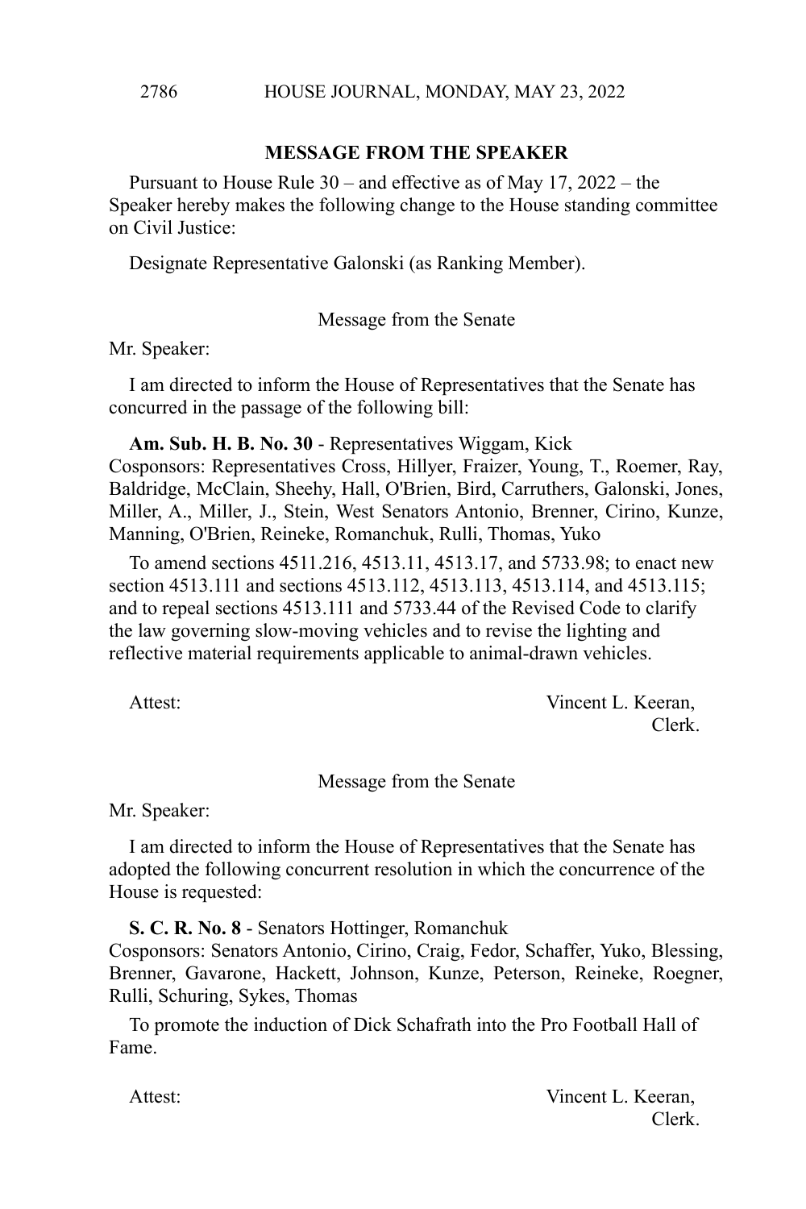**MESSAGE FROM THE SPEAKER**

Pursuant to House Rule 30 – and effective as of May 17, 2022 – the Speaker hereby makes the following change to the House standing committee on Civil Justice:

Designate Representative Galonski (as Ranking Member).

Message from the Senate

Mr. Speaker:

I am directed to inform the House of Representatives that the Senate has concurred in the passage of the following bill:

**Am. Sub. H. B. No. 30** - Representatives Wiggam, Kick
Cosponsors: Representatives Cross, Hillyer, Fraizer, Young, T., Roemer, Ray, Baldridge, McClain, Sheehy, Hall, O'Brien, Bird, Carruthers, Galonski, Jones, Miller, A., Miller, J., Stein, West Senators Antonio, Brenner, Cirino, Kunze, Manning, O'Brien, Reineke, Romanchuk, Rulli, Thomas, Yuko

To amend sections 4511.216, 4513.11, 4513.17, and 5733.98; to enact new section 4513.111 and sections 4513.112, 4513.113, 4513.114, and 4513.115; and to repeal sections 4513.111 and 5733.44 of the Revised Code to clarify the law governing slow-moving vehicles and to revise the lighting and reflective material requirements applicable to animal-drawn vehicles.

Attest: Vincent L. Keeran,
Clerk.

Message from the Senate

Mr. Speaker:

I am directed to inform the House of Representatives that the Senate has adopted the following concurrent resolution in which the concurrence of the House is requested:

**S. C. R. No. 8** - Senators Hottinger, Romanchuk
Cosponsors: Senators Antonio, Cirino, Craig, Fedor, Schaffer, Yuko, Blessing, Brenner, Gavarone, Hackett, Johnson, Kunze, Peterson, Reineke, Roegner, Rulli, Schuring, Sykes, Thomas

To promote the induction of Dick Schafrath into the Pro Football Hall of Fame.

Attest: Vincent L. Keeran,
Clerk.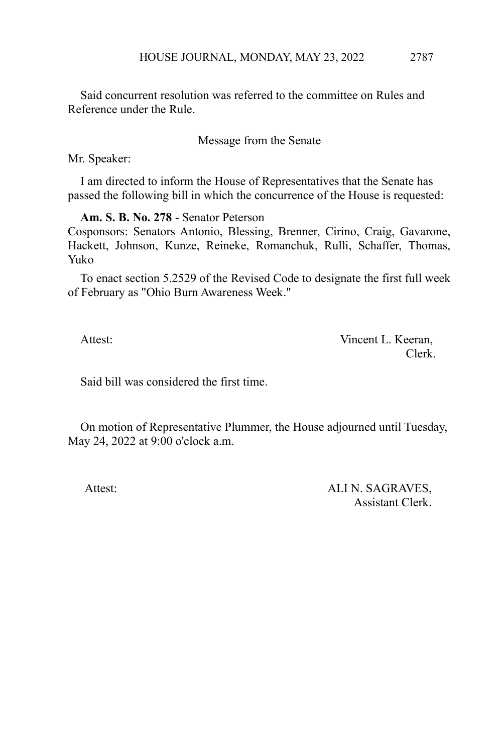Said concurrent resolution was referred to the committee on Rules and Reference under the Rule.

Message from the Senate

Mr. Speaker:

I am directed to inform the House of Representatives that the Senate has passed the following bill in which the concurrence of the House is requested:

**Am. S. B. No. 278** - Senator Peterson
Cosponsors: Senators Antonio, Blessing, Brenner, Cirino, Craig, Gavarone, Hackett, Johnson, Kunze, Reineke, Romanchuk, Rulli, Schaffer, Thomas, Yuko

To enact section 5.2529 of the Revised Code to designate the first full week of February as "Ohio Burn Awareness Week."

Attest: Vincent L. Keeran,
Clerk.

Said bill was considered the first time.

On motion of Representative Plummer, the House adjourned until Tuesday, May 24, 2022 at 9:00 o'clock a.m.

Attest: ALI N. SAGRAVES,
Assistant Clerk.